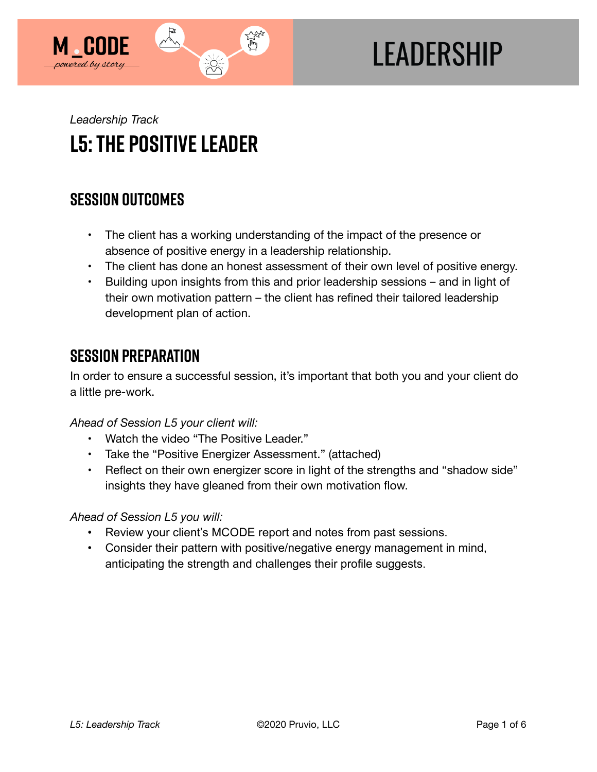M_CODE
*powered by story*

# LEADERSHIP

*Leadership Track*

# L5: THE POSITIVE LEADER

## SESSION OUTCOMES

- The client has a working understanding of the impact of the presence or absence of positive energy in a leadership relationship.
- The client has done an honest assessment of their own level of positive energy.
- Building upon insights from this and prior leadership sessions – and in light of their own motivation pattern – the client has refined their tailored leadership development plan of action.

## SESSION PREPARATION

In order to ensure a successful session, it's important that both you and your client do a little pre-work.

*Ahead of Session L5 your client will:*

- Watch the video "The Positive Leader."
- Take the "Positive Energizer Assessment." (attached)
- Reflect on their own energizer score in light of the strengths and "shadow side" insights they have gleaned from their own motivation flow.

*Ahead of Session L5 you will:*

- Review your client's MCODE report and notes from past sessions.
- Consider their pattern with positive/negative energy management in mind, anticipating the strength and challenges their profile suggests.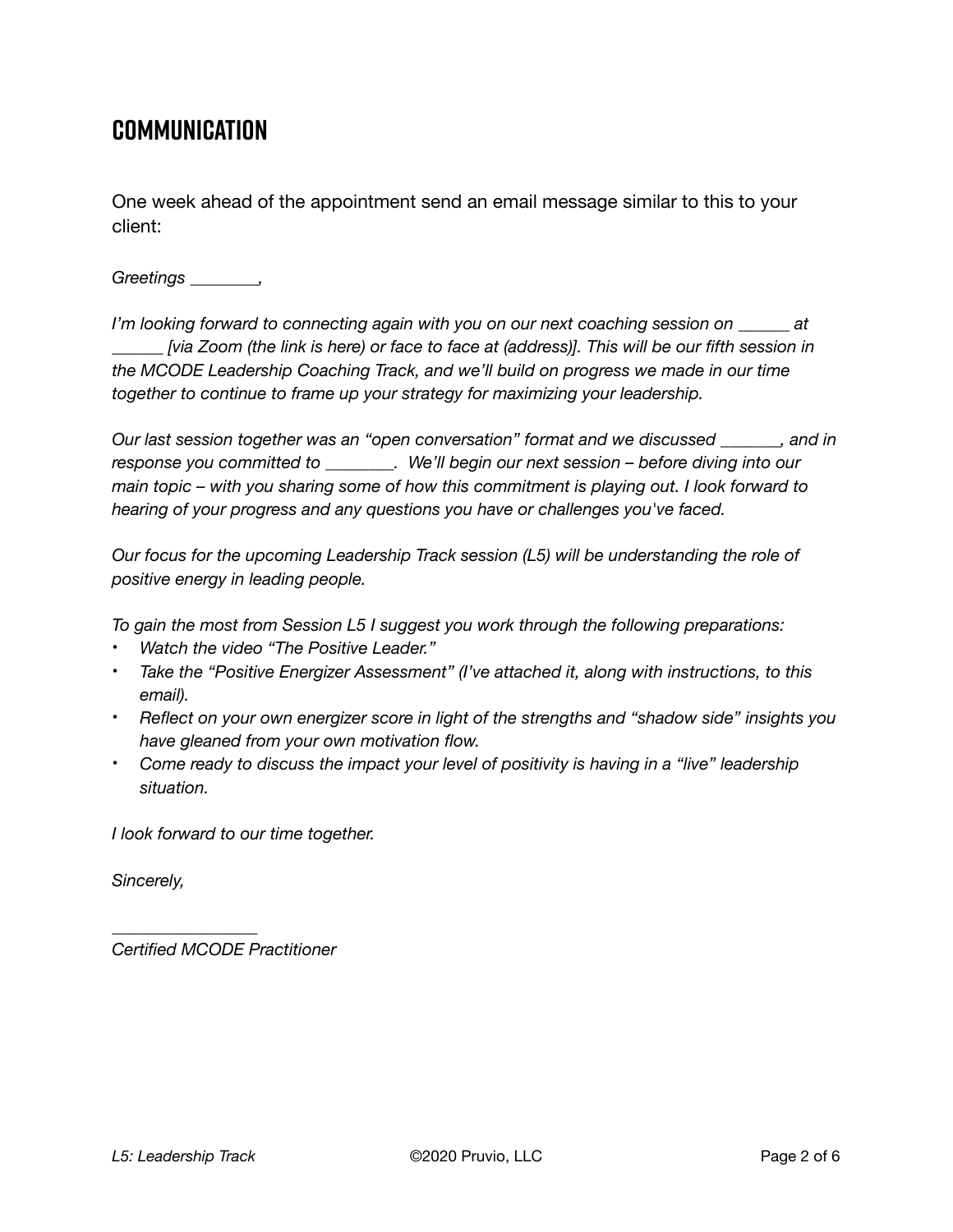## COMMUNICATION

One week ahead of the appointment send an email message similar to this to your client:

*Greetings ________,*

*I'm looking forward to connecting again with you on our next coaching session on ______ at ______ [via Zoom (the link is here) or face to face at (address)]. This will be our fifth session in the MCODE Leadership Coaching Track, and we'll build on progress we made in our time together to continue to frame up your strategy for maximizing your leadership.*

*Our last session together was an "open conversation" format and we discussed _______, and in response you committed to ________. We'll begin our next session – before diving into our main topic – with you sharing some of how this commitment is playing out. I look forward to hearing of your progress and any questions you have or challenges you've faced.*

*Our focus for the upcoming Leadership Track session (L5) will be understanding the role of positive energy in leading people.*

*To gain the most from Session L5 I suggest you work through the following preparations:*

- *Watch the video "The Positive Leader."*
- *Take the "Positive Energizer Assessment" (I've attached it, along with instructions, to this email).*
- *Reflect on your own energizer score in light of the strengths and "shadow side" insights you have gleaned from your own motivation flow.*
- *Come ready to discuss the impact your level of positivity is having in a "live" leadership situation.*

*I look forward to our time together.*

*Sincerely,*

_________________
*Certified MCODE Practitioner*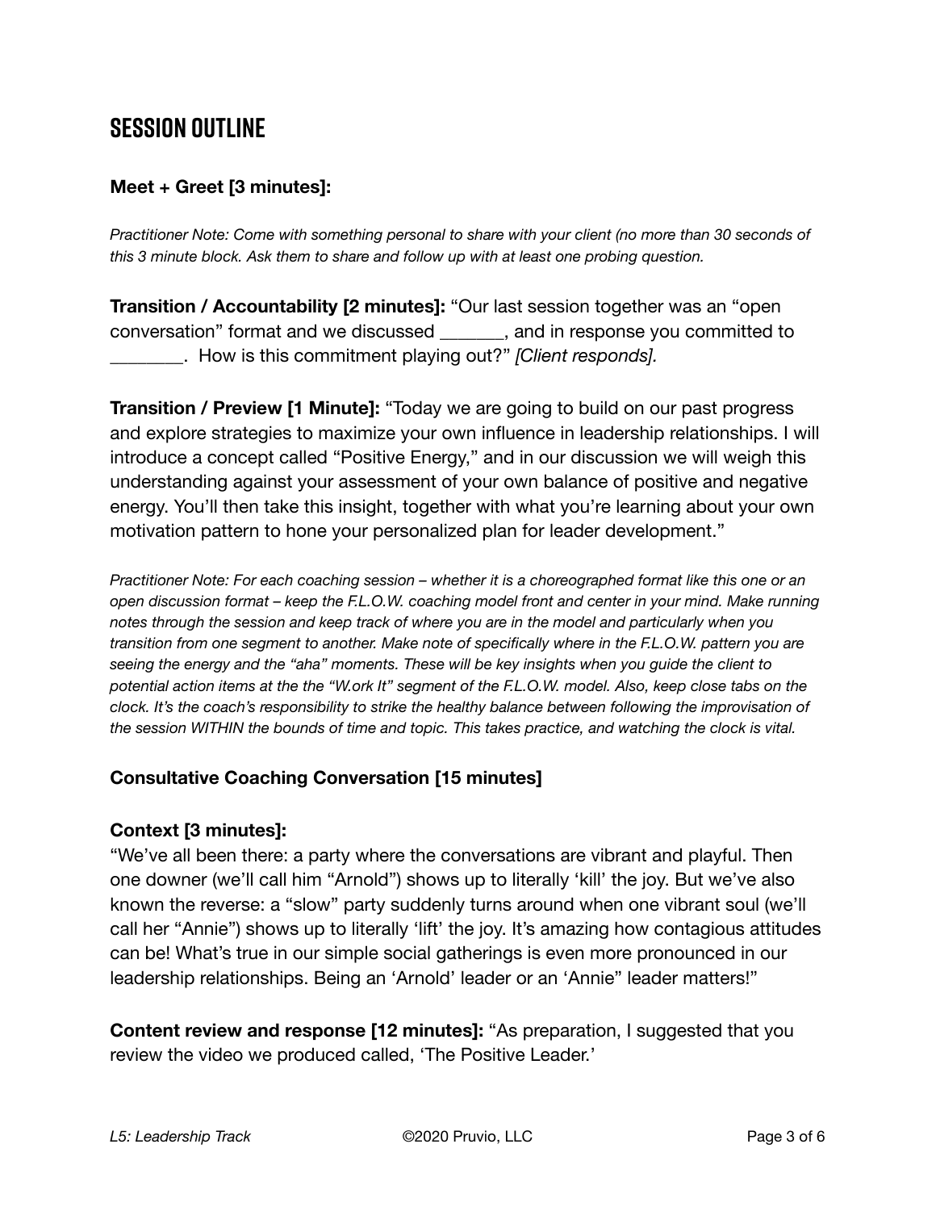# SESSION OUTLINE

**Meet + Greet [3 minutes]:**

*Practitioner Note: Come with something personal to share with your client (no more than 30 seconds of this 3 minute block. Ask them to share and follow up with at least one probing question.*

**Transition / Accountability [2 minutes]:** "Our last session together was an "open conversation" format and we discussed _______, and in response you committed to ________. How is this commitment playing out?" *[Client responds].*

**Transition / Preview [1 Minute]:** "Today we are going to build on our past progress and explore strategies to maximize your own influence in leadership relationships. I will introduce a concept called "Positive Energy," and in our discussion we will weigh this understanding against your assessment of your own balance of positive and negative energy. You'll then take this insight, together with what you're learning about your own motivation pattern to hone your personalized plan for leader development."

*Practitioner Note: For each coaching session – whether it is a choreographed format like this one or an open discussion format – keep the F.L.O.W. coaching model front and center in your mind. Make running notes through the session and keep track of where you are in the model and particularly when you transition from one segment to another. Make note of specifically where in the F.L.O.W. pattern you are seeing the energy and the "aha" moments. These will be key insights when you guide the client to potential action items at the the "W.ork It" segment of the F.L.O.W. model. Also, keep close tabs on the clock. It's the coach's responsibility to strike the healthy balance between following the improvisation of the session WITHIN the bounds of time and topic. This takes practice, and watching the clock is vital.*

**Consultative Coaching Conversation [15 minutes]**

**Context [3 minutes]:**
"We've all been there: a party where the conversations are vibrant and playful. Then one downer (we'll call him "Arnold") shows up to literally 'kill' the joy. But we've also known the reverse: a "slow" party suddenly turns around when one vibrant soul (we'll call her "Annie") shows up to literally 'lift' the joy. It's amazing how contagious attitudes can be! What's true in our simple social gatherings is even more pronounced in our leadership relationships. Being an 'Arnold' leader or an 'Annie" leader matters!"

**Content review and response [12 minutes]:** "As preparation, I suggested that you review the video we produced called, 'The Positive Leader.'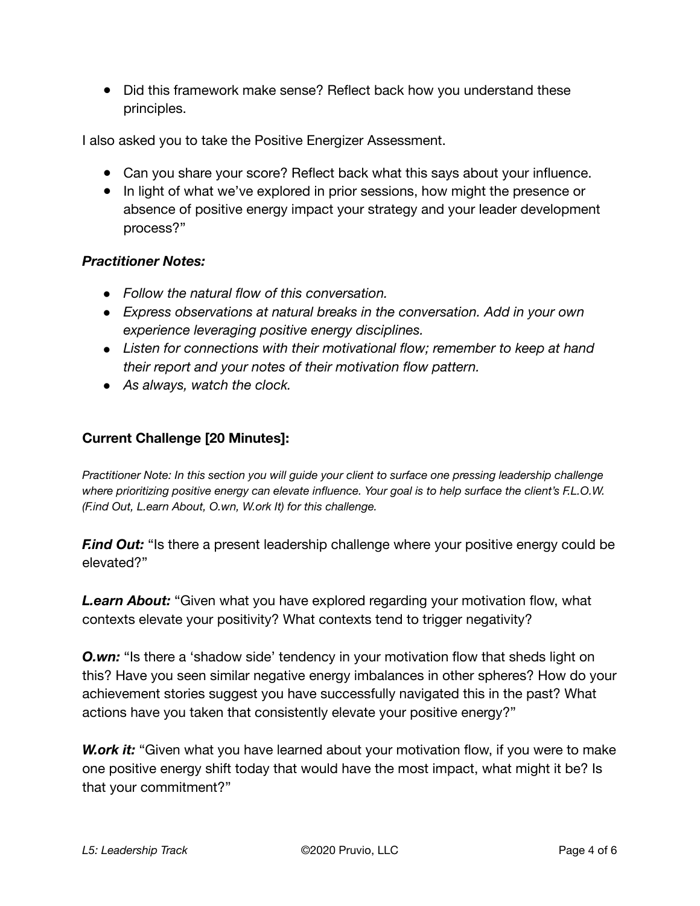- Did this framework make sense? Reflect back how you understand these principles.

I also asked you to take the Positive Energizer Assessment.

- Can you share your score? Reflect back what this says about your influence.
- In light of what we've explored in prior sessions, how might the presence or absence of positive energy impact your strategy and your leader development process?"

### ***Practitioner Notes:***

- *Follow the natural flow of this conversation.*
- *Express observations at natural breaks in the conversation. Add in your own experience leveraging positive energy disciplines.*
- *Listen for connections with their motivational flow; remember to keep at hand their report and your notes of their motivation flow pattern.*
- *As always, watch the clock.*

### **Current Challenge [20 Minutes]:**

*Practitioner Note: In this section you will guide your client to surface one pressing leadership challenge where prioritizing positive energy can elevate influence. Your goal is to help surface the client's F.L.O.W. (F.ind Out, L.earn About, O.wn, W.ork It) for this challenge.*

***F.ind Out:*** "Is there a present leadership challenge where your positive energy could be elevated?"

***L.earn About:*** "Given what you have explored regarding your motivation flow, what contexts elevate your positivity? What contexts tend to trigger negativity?

***O.wn:*** "Is there a 'shadow side' tendency in your motivation flow that sheds light on this? Have you seen similar negative energy imbalances in other spheres? How do your achievement stories suggest you have successfully navigated this in the past? What actions have you taken that consistently elevate your positive energy?"

***W.ork it:*** "Given what you have learned about your motivation flow, if you were to make one positive energy shift today that would have the most impact, what might it be? Is that your commitment?"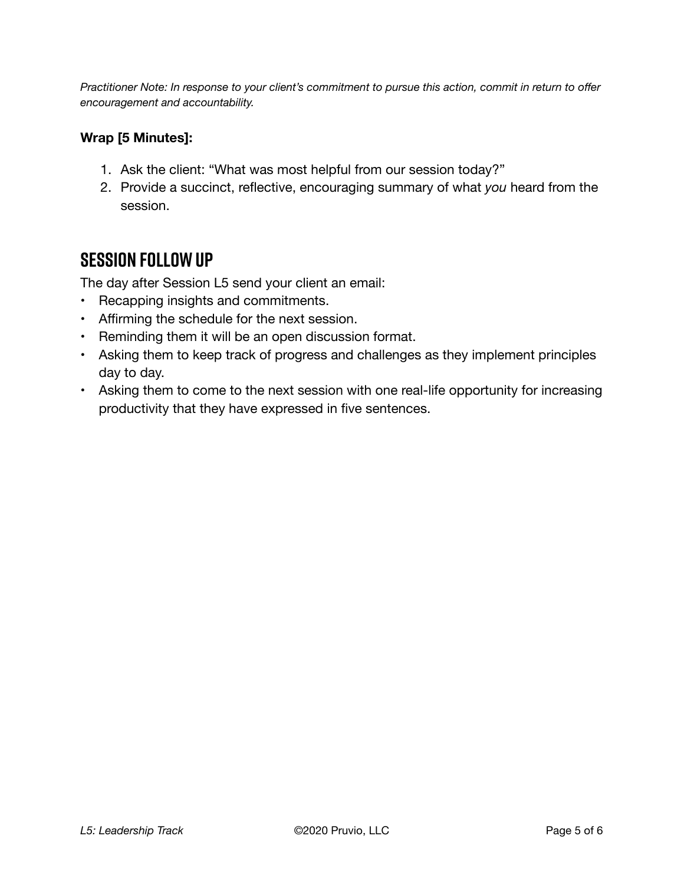*Practitioner Note: In response to your client's commitment to pursue this action, commit in return to offer encouragement and accountability.*

**Wrap [5 Minutes]:**

1. Ask the client: "What was most helpful from our session today?"
2. Provide a succinct, reflective, encouraging summary of what *you* heard from the session.

## SESSION FOLLOW UP

The day after Session L5 send your client an email:

- Recapping insights and commitments.
- Affirming the schedule for the next session.
- Reminding them it will be an open discussion format.
- Asking them to keep track of progress and challenges as they implement principles day to day.
- Asking them to come to the next session with one real-life opportunity for increasing productivity that they have expressed in five sentences.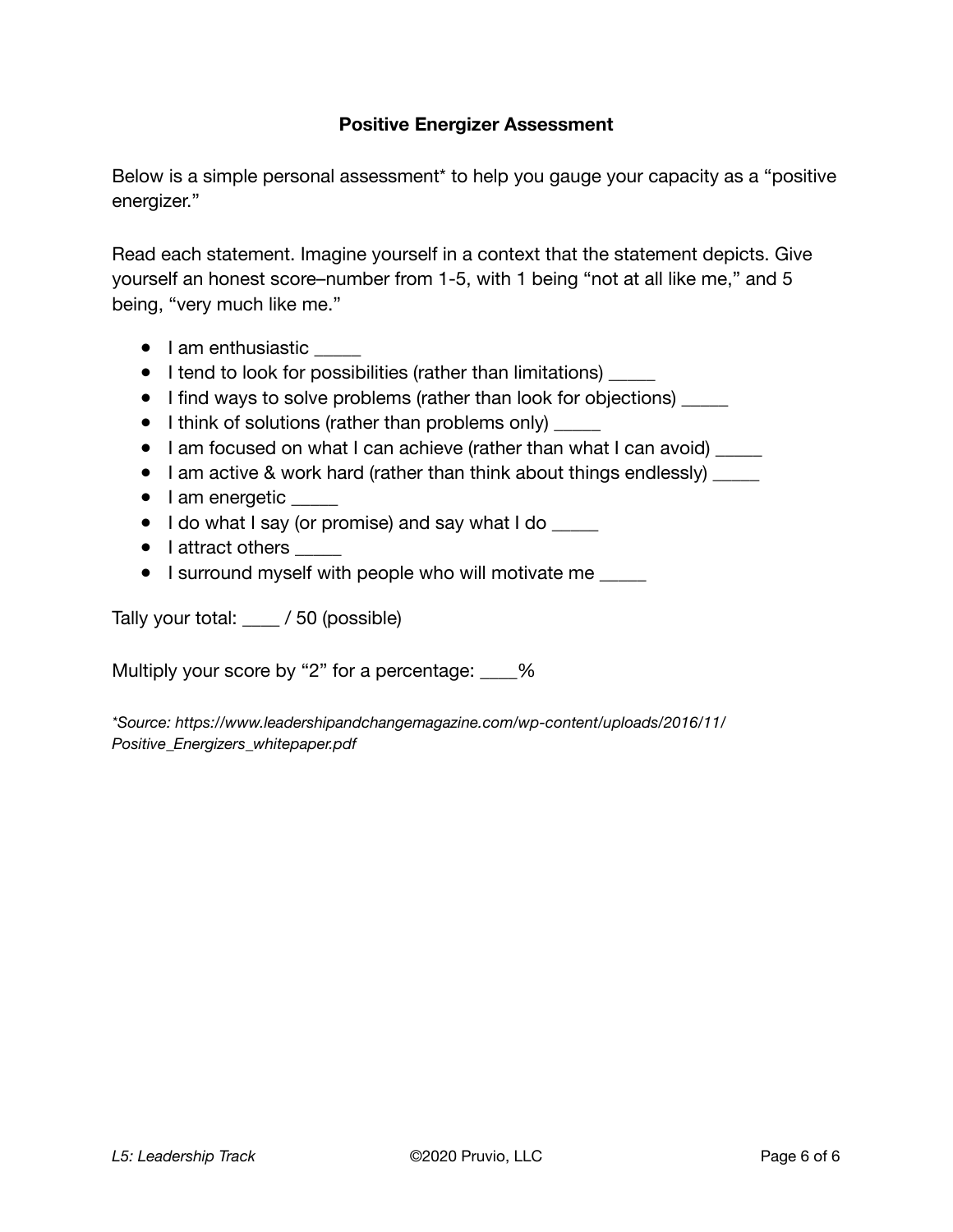**Positive Energizer Assessment**

Below is a simple personal assessment* to help you gauge your capacity as a "positive energizer."

Read each statement. Imagine yourself in a context that the statement depicts. Give yourself an honest score–number from 1-5, with 1 being "not at all like me," and 5 being, "very much like me."

- I am enthusiastic _____
- I tend to look for possibilities (rather than limitations) _____
- I find ways to solve problems (rather than look for objections) _____
- I think of solutions (rather than problems only) _____
- I am focused on what I can achieve (rather than what I can avoid) _____
- I am active & work hard (rather than think about things endlessly) _____
- I am energetic _____
- I do what I say (or promise) and say what I do _____
- I attract others _____
- I surround myself with people who will motivate me _____

Tally your total: ____ / 50 (possible)

Multiply your score by "2" for a percentage: ____%

*\*Source: https://www.leadershipandchangemagazine.com/wp-content/uploads/2016/11/Positive_Energizers_whitepaper.pdf*